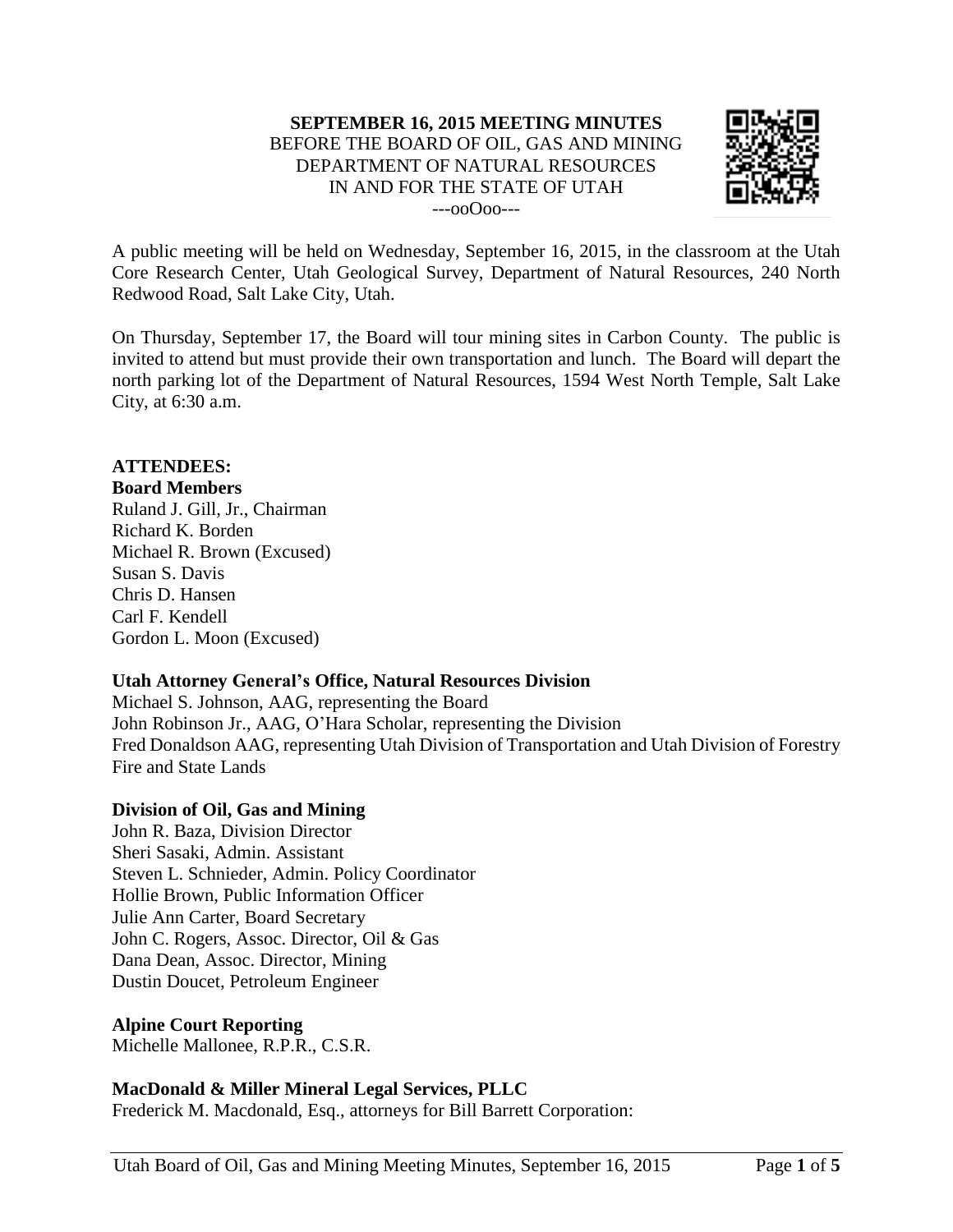**SEPTEMBER 16, 2015 MEETING MINUTES**
BEFORE THE BOARD OF OIL, GAS AND MINING
DEPARTMENT OF NATURAL RESOURCES
IN AND FOR THE STATE OF UTAH
---ooOoo---

A public meeting will be held on Wednesday, September 16, 2015, in the classroom at the Utah Core Research Center, Utah Geological Survey, Department of Natural Resources, 240 North Redwood Road, Salt Lake City, Utah.

On Thursday, September 17, the Board will tour mining sites in Carbon County. The public is invited to attend but must provide their own transportation and lunch. The Board will depart the north parking lot of the Department of Natural Resources, 1594 West North Temple, Salt Lake City, at 6:30 a.m.

**ATTENDEES:**

**Board Members**
Ruland J. Gill, Jr., Chairman
Richard K. Borden
Michael R. Brown (Excused)
Susan S. Davis
Chris D. Hansen
Carl F. Kendell
Gordon L. Moon (Excused)

**Utah Attorney General's Office, Natural Resources Division**
Michael S. Johnson, AAG, representing the Board
John Robinson Jr., AAG, O'Hara Scholar, representing the Division
Fred Donaldson AAG, representing Utah Division of Transportation and Utah Division of Forestry Fire and State Lands

**Division of Oil, Gas and Mining**
John R. Baza, Division Director
Sheri Sasaki, Admin. Assistant
Steven L. Schnieder, Admin. Policy Coordinator
Hollie Brown, Public Information Officer
Julie Ann Carter, Board Secretary
John C. Rogers, Assoc. Director, Oil & Gas
Dana Dean, Assoc. Director, Mining
Dustin Doucet, Petroleum Engineer

**Alpine Court Reporting**
Michelle Mallonee, R.P.R., C.S.R.

**MacDonald & Miller Mineral Legal Services, PLLC**
Frederick M. Macdonald, Esq., attorneys for Bill Barrett Corporation: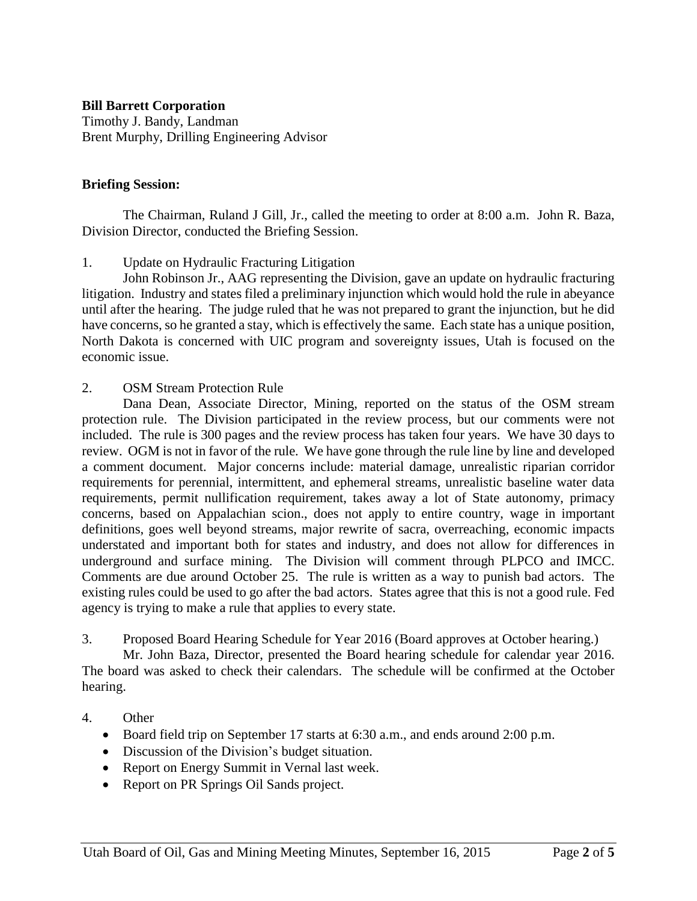**Bill Barrett Corporation**
Timothy J. Bandy, Landman
Brent Murphy, Drilling Engineering Advisor

**Briefing Session:**

The Chairman, Ruland J Gill, Jr., called the meeting to order at 8:00 a.m. John R. Baza, Division Director, conducted the Briefing Session.

1. Update on Hydraulic Fracturing Litigation

John Robinson Jr., AAG representing the Division, gave an update on hydraulic fracturing litigation. Industry and states filed a preliminary injunction which would hold the rule in abeyance until after the hearing. The judge ruled that he was not prepared to grant the injunction, but he did have concerns, so he granted a stay, which is effectively the same. Each state has a unique position, North Dakota is concerned with UIC program and sovereignty issues, Utah is focused on the economic issue.

2. OSM Stream Protection Rule

Dana Dean, Associate Director, Mining, reported on the status of the OSM stream protection rule. The Division participated in the review process, but our comments were not included. The rule is 300 pages and the review process has taken four years. We have 30 days to review. OGM is not in favor of the rule. We have gone through the rule line by line and developed a comment document. Major concerns include: material damage, unrealistic riparian corridor requirements for perennial, intermittent, and ephemeral streams, unrealistic baseline water data requirements, permit nullification requirement, takes away a lot of State autonomy, primacy concerns, based on Appalachian scion., does not apply to entire country, wage in important definitions, goes well beyond streams, major rewrite of sacra, overreaching, economic impacts understated and important both for states and industry, and does not allow for differences in underground and surface mining. The Division will comment through PLPCO and IMCC. Comments are due around October 25. The rule is written as a way to punish bad actors. The existing rules could be used to go after the bad actors. States agree that this is not a good rule. Fed agency is trying to make a rule that applies to every state.

3. Proposed Board Hearing Schedule for Year 2016 (Board approves at October hearing.)

Mr. John Baza, Director, presented the Board hearing schedule for calendar year 2016. The board was asked to check their calendars. The schedule will be confirmed at the October hearing.

4. Other

- Board field trip on September 17 starts at 6:30 a.m., and ends around 2:00 p.m.
- Discussion of the Division's budget situation.
- Report on Energy Summit in Vernal last week.
- Report on PR Springs Oil Sands project.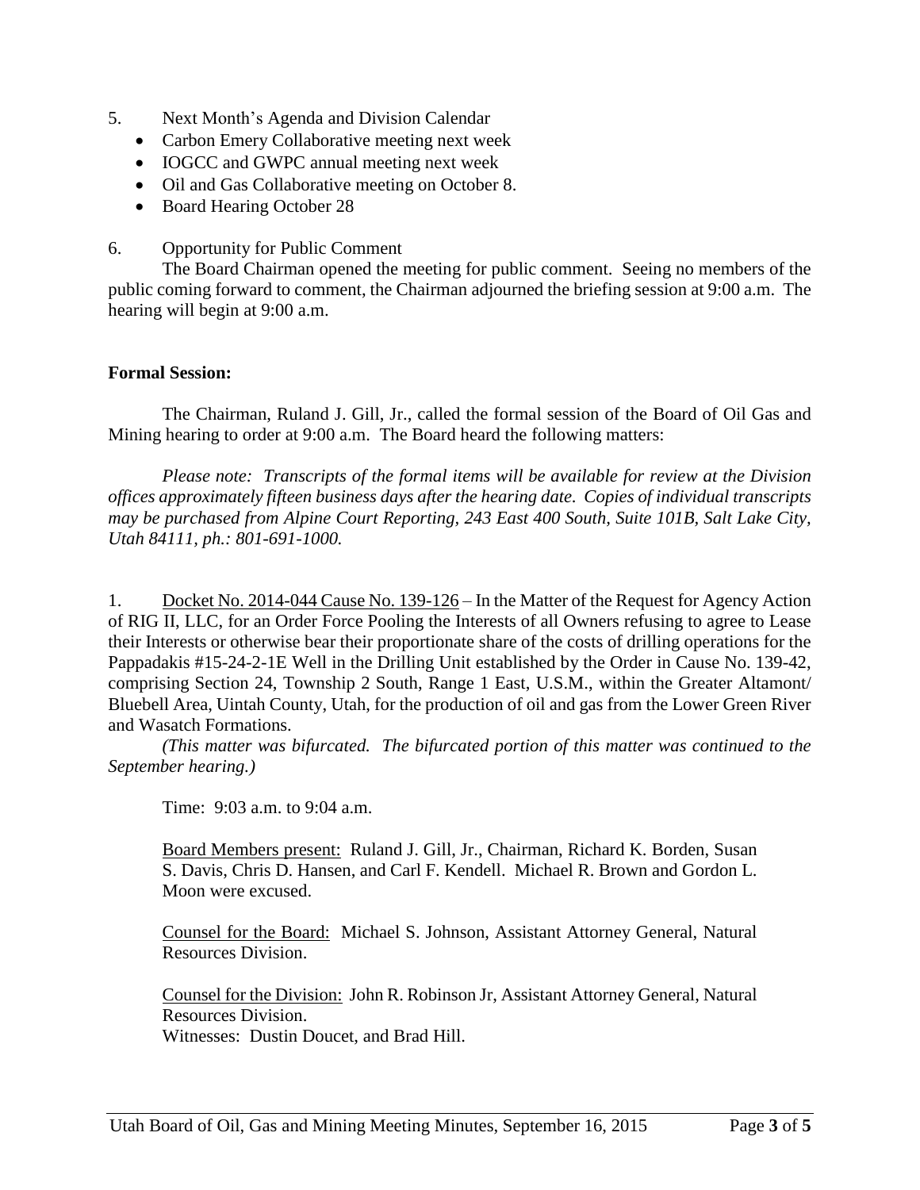5. Next Month's Agenda and Division Calendar
   - Carbon Emery Collaborative meeting next week
   - IOGCC and GWPC annual meeting next week
   - Oil and Gas Collaborative meeting on October 8.
   - Board Hearing October 28

6. Opportunity for Public Comment

   The Board Chairman opened the meeting for public comment. Seeing no members of the public coming forward to comment, the Chairman adjourned the briefing session at 9:00 a.m. The hearing will begin at 9:00 a.m.

**Formal Session:**

The Chairman, Ruland J. Gill, Jr., called the formal session of the Board of Oil Gas and Mining hearing to order at 9:00 a.m. The Board heard the following matters:

*Please note: Transcripts of the formal items will be available for review at the Division offices approximately fifteen business days after the hearing date. Copies of individual transcripts may be purchased from Alpine Court Reporting, 243 East 400 South, Suite 101B, Salt Lake City, Utah 84111, ph.: 801-691-1000.*

1. Docket No. 2014-044 Cause No. 139-126 – In the Matter of the Request for Agency Action of RIG II, LLC, for an Order Force Pooling the Interests of all Owners refusing to agree to Lease their Interests or otherwise bear their proportionate share of the costs of drilling operations for the Pappadakis #15-24-2-1E Well in the Drilling Unit established by the Order in Cause No. 139-42, comprising Section 24, Township 2 South, Range 1 East, U.S.M., within the Greater Altamont/ Bluebell Area, Uintah County, Utah, for the production of oil and gas from the Lower Green River and Wasatch Formations.

   *(This matter was bifurcated. The bifurcated portion of this matter was continued to the September hearing.)*

   Time: 9:03 a.m. to 9:04 a.m.

   Board Members present: Ruland J. Gill, Jr., Chairman, Richard K. Borden, Susan S. Davis, Chris D. Hansen, and Carl F. Kendell. Michael R. Brown and Gordon L. Moon were excused.

   Counsel for the Board: Michael S. Johnson, Assistant Attorney General, Natural Resources Division.

   Counsel for the Division: John R. Robinson Jr, Assistant Attorney General, Natural Resources Division.
   Witnesses: Dustin Doucet, and Brad Hill.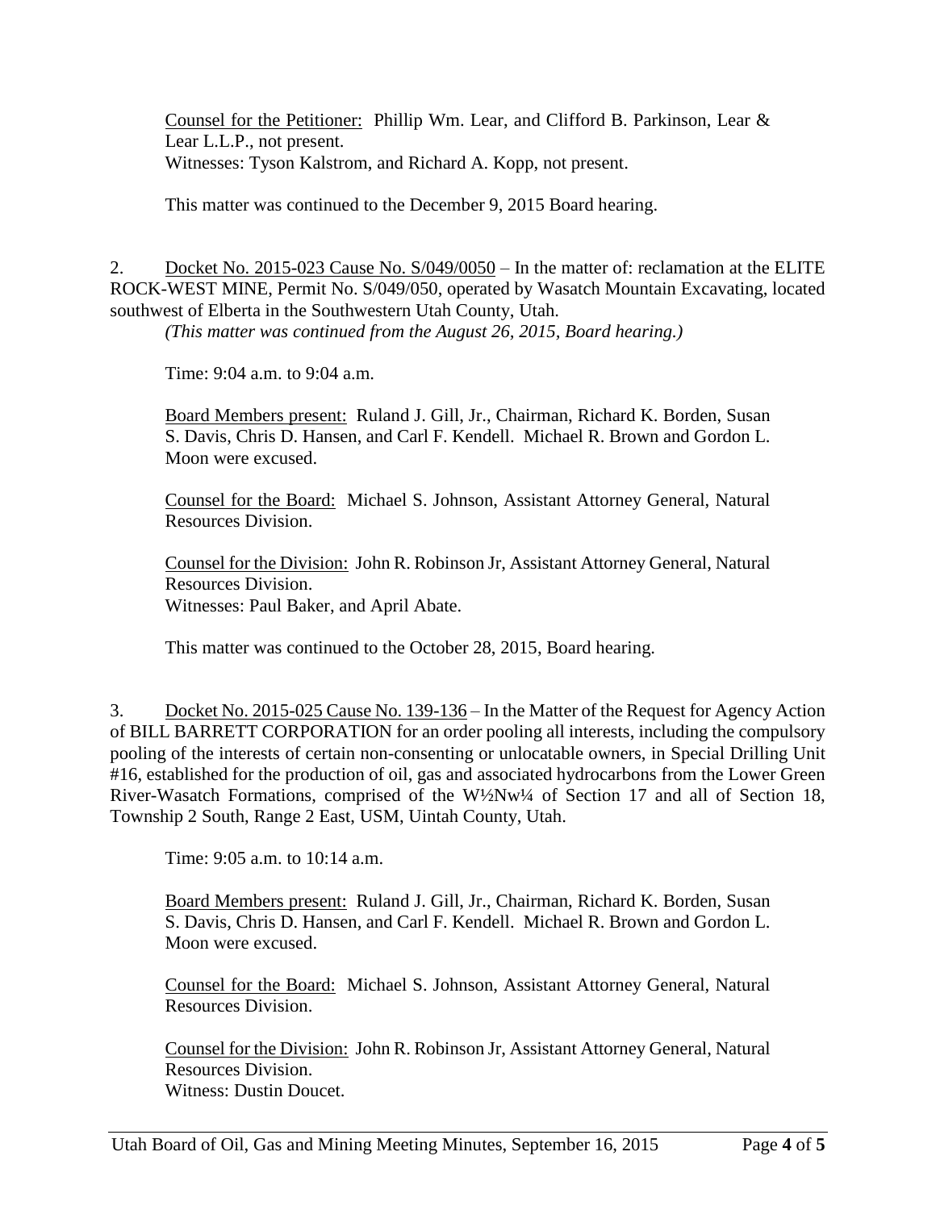Counsel for the Petitioner: Phillip Wm. Lear, and Clifford B. Parkinson, Lear & Lear L.L.P., not present.
Witnesses: Tyson Kalstrom, and Richard A. Kopp, not present.

This matter was continued to the December 9, 2015 Board hearing.

2. Docket No. 2015-023 Cause No. S/049/0050 – In the matter of: reclamation at the ELITE ROCK-WEST MINE, Permit No. S/049/050, operated by Wasatch Mountain Excavating, located southwest of Elberta in the Southwestern Utah County, Utah.
*(This matter was continued from the August 26, 2015, Board hearing.)*

Time: 9:04 a.m. to 9:04 a.m.

Board Members present: Ruland J. Gill, Jr., Chairman, Richard K. Borden, Susan S. Davis, Chris D. Hansen, and Carl F. Kendell. Michael R. Brown and Gordon L. Moon were excused.

Counsel for the Board: Michael S. Johnson, Assistant Attorney General, Natural Resources Division.

Counsel for the Division: John R. Robinson Jr, Assistant Attorney General, Natural Resources Division.
Witnesses: Paul Baker, and April Abate.

This matter was continued to the October 28, 2015, Board hearing.

3. Docket No. 2015-025 Cause No. 139-136 – In the Matter of the Request for Agency Action of BILL BARRETT CORPORATION for an order pooling all interests, including the compulsory pooling of the interests of certain non-consenting or unlocatable owners, in Special Drilling Unit #16, established for the production of oil, gas and associated hydrocarbons from the Lower Green River-Wasatch Formations, comprised of the W½Nw¼ of Section 17 and all of Section 18, Township 2 South, Range 2 East, USM, Uintah County, Utah.

Time: 9:05 a.m. to 10:14 a.m.

Board Members present: Ruland J. Gill, Jr., Chairman, Richard K. Borden, Susan S. Davis, Chris D. Hansen, and Carl F. Kendell. Michael R. Brown and Gordon L. Moon were excused.

Counsel for the Board: Michael S. Johnson, Assistant Attorney General, Natural Resources Division.

Counsel for the Division: John R. Robinson Jr, Assistant Attorney General, Natural Resources Division.
Witness: Dustin Doucet.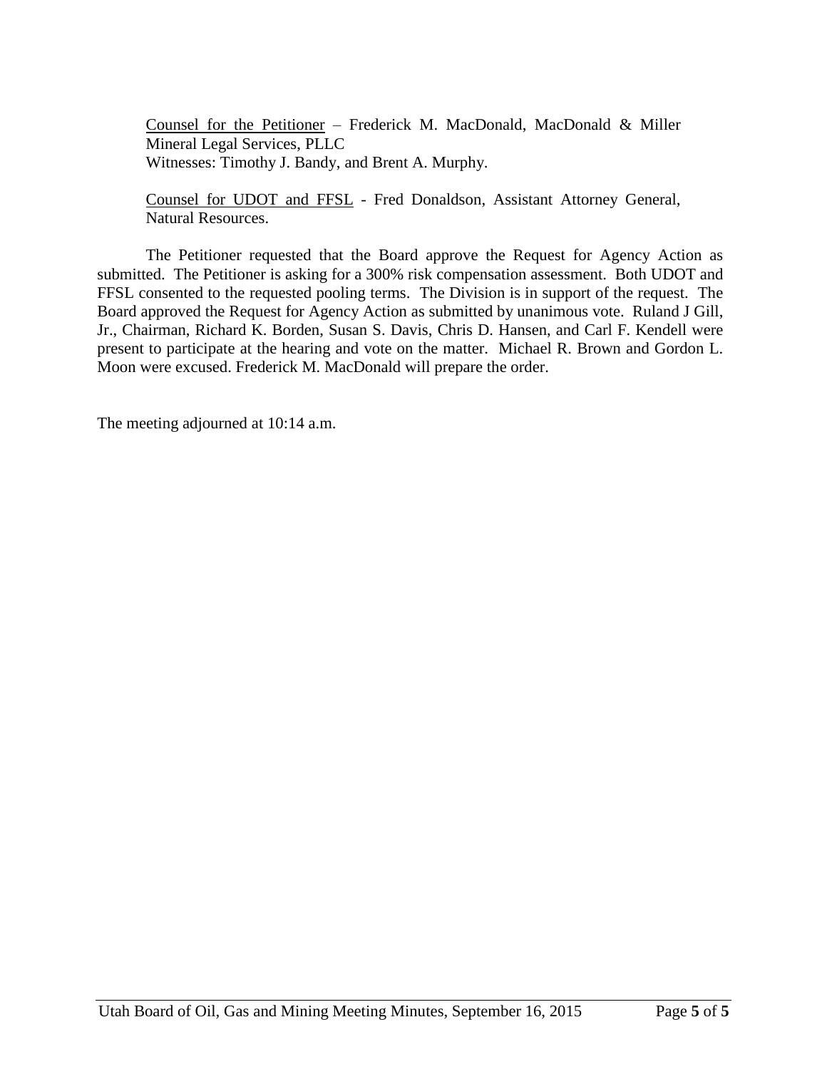Counsel for the Petitioner – Frederick M. MacDonald, MacDonald & Miller Mineral Legal Services, PLLC
Witnesses: Timothy J. Bandy, and Brent A. Murphy.

Counsel for UDOT and FFSL - Fred Donaldson, Assistant Attorney General, Natural Resources.

The Petitioner requested that the Board approve the Request for Agency Action as submitted. The Petitioner is asking for a 300% risk compensation assessment. Both UDOT and FFSL consented to the requested pooling terms. The Division is in support of the request. The Board approved the Request for Agency Action as submitted by unanimous vote. Ruland J Gill, Jr., Chairman, Richard K. Borden, Susan S. Davis, Chris D. Hansen, and Carl F. Kendell were present to participate at the hearing and vote on the matter. Michael R. Brown and Gordon L. Moon were excused. Frederick M. MacDonald will prepare the order.

The meeting adjourned at 10:14 a.m.